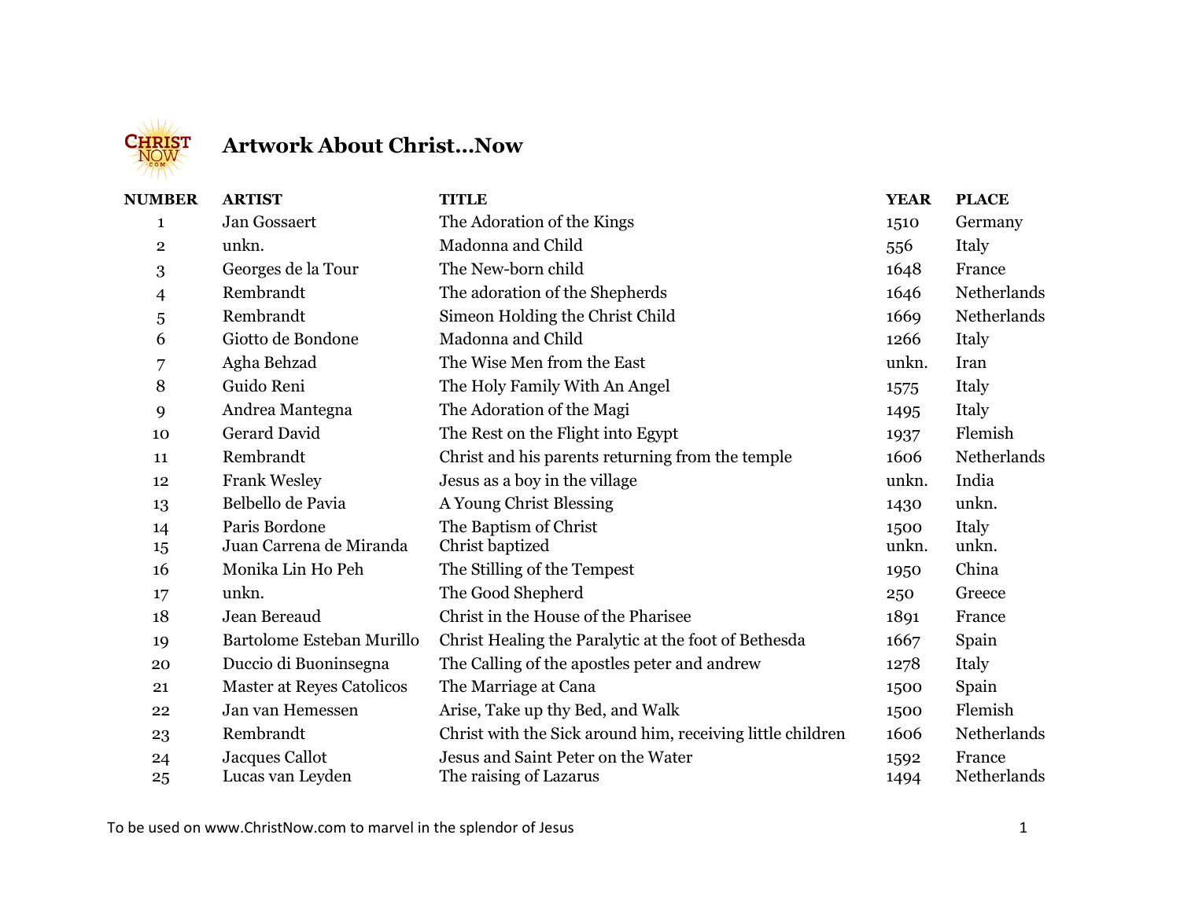# Artwork About Christ…Now

| NUMBER | ARTIST | TITLE | YEAR | PLACE |
| --- | --- | --- | --- | --- |
| 1 | Jan Gossaert | The Adoration of the Kings | 1510 | Germany |
| 2 | unkn. | Madonna and Child | 556 | Italy |
| 3 | Georges de la Tour | The New-born child | 1648 | France |
| 4 | Rembrandt | The adoration of the Shepherds | 1646 | Netherlands |
| 5 | Rembrandt | Simeon Holding the Christ Child | 1669 | Netherlands |
| 6 | Giotto de Bondone | Madonna and Child | 1266 | Italy |
| 7 | Agha Behzad | The Wise Men from the East | unkn. | Iran |
| 8 | Guido Reni | The Holy Family With An Angel | 1575 | Italy |
| 9 | Andrea Mantegna | The Adoration of the Magi | 1495 | Italy |
| 10 | Gerard David | The Rest on the Flight into Egypt | 1937 | Flemish |
| 11 | Rembrandt | Christ and his parents returning from the temple | 1606 | Netherlands |
| 12 | Frank Wesley | Jesus as a boy in the village | unkn. | India |
| 13 | Belbello de Pavia | A Young Christ Blessing | 1430 | unkn. |
| 14 | Paris Bordone | The Baptism of Christ | 1500 | Italy |
| 15 | Juan Carrena de Miranda | Christ baptized | unkn. | unkn. |
| 16 | Monika Lin Ho Peh | The Stilling of the Tempest | 1950 | China |
| 17 | unkn. | The Good Shepherd | 250 | Greece |
| 18 | Jean Bereaud | Christ in the House of the Pharisee | 1891 | France |
| 19 | Bartolome Esteban Murillo | Christ Healing the Paralytic at the foot of Bethesda | 1667 | Spain |
| 20 | Duccio di Buoninsegna | The Calling of the apostles peter and andrew | 1278 | Italy |
| 21 | Master at Reyes Catolicos | The Marriage at Cana | 1500 | Spain |
| 22 | Jan van Hemessen | Arise, Take up thy Bed, and Walk | 1500 | Flemish |
| 23 | Rembrandt | Christ with the Sick around him, receiving little children | 1606 | Netherlands |
| 24 | Jacques Callot | Jesus and Saint Peter on the Water | 1592 | France |
| 25 | Lucas van Leyden | The raising of Lazarus | 1494 | Netherlands |

To be used on www.ChristNow.com to marvel in the splendor of Jesus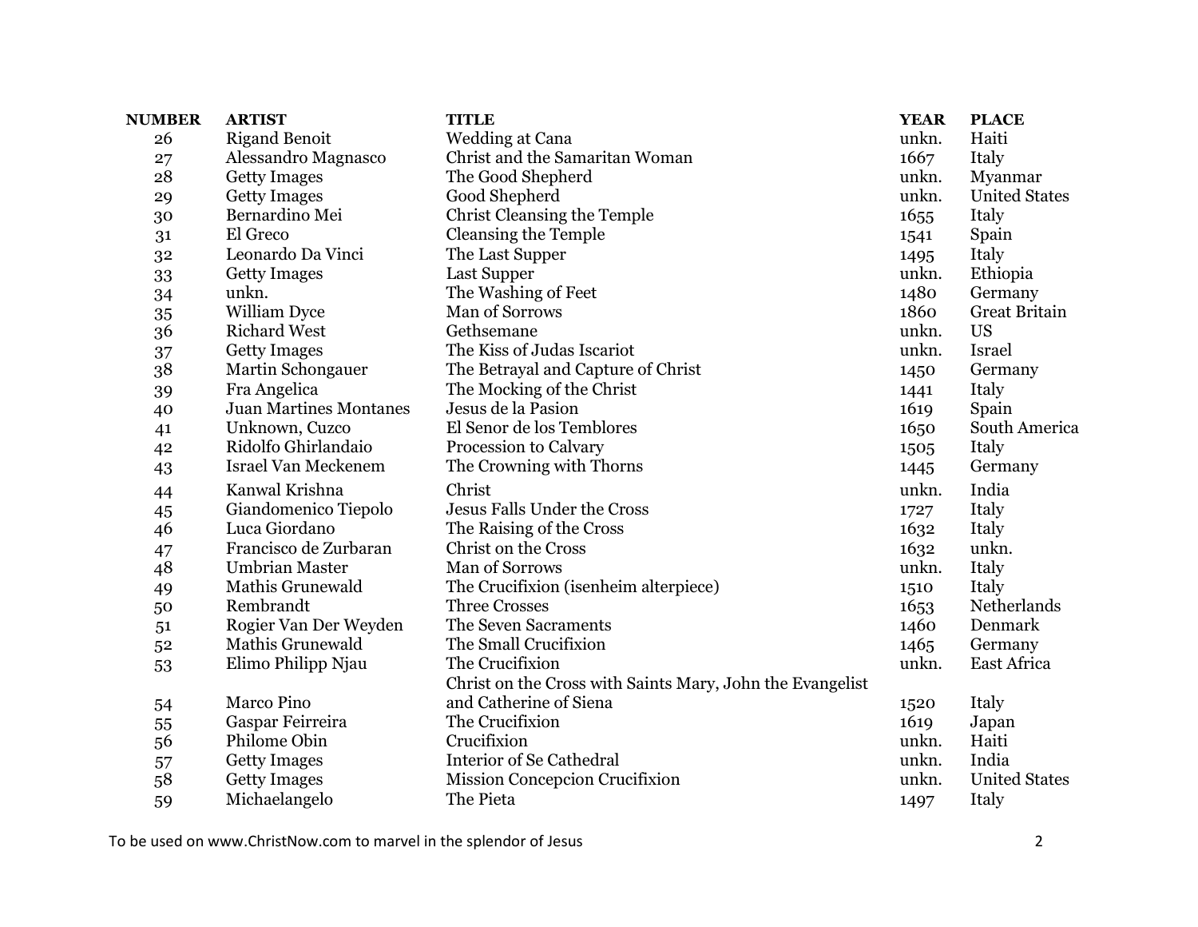| NUMBER | ARTIST | TITLE | YEAR | PLACE |
|---|---|---|---|---|
| 26 | Rigand Benoit | Wedding at Cana | unkn. | Haiti |
| 27 | Alessandro Magnasco | Christ and the Samaritan Woman | 1667 | Italy |
| 28 | Getty Images | The Good Shepherd | unkn. | Myanmar |
| 29 | Getty Images | Good Shepherd | unkn. | United States |
| 30 | Bernardino Mei | Christ Cleansing the Temple | 1655 | Italy |
| 31 | El Greco | Cleansing the Temple | 1541 | Spain |
| 32 | Leonardo Da Vinci | The Last Supper | 1495 | Italy |
| 33 | Getty Images | Last Supper | unkn. | Ethiopia |
| 34 | unkn. | The Washing of Feet | 1480 | Germany |
| 35 | William Dyce | Man of Sorrows | 1860 | Great Britain |
| 36 | Richard West | Gethsemane | unkn. | US |
| 37 | Getty Images | The Kiss of Judas Iscariot | unkn. | Israel |
| 38 | Martin Schongauer | The Betrayal and Capture of Christ | 1450 | Germany |
| 39 | Fra Angelica | The Mocking of the Christ | 1441 | Italy |
| 40 | Juan Martines Montanes | Jesus de la Pasion | 1619 | Spain |
| 41 | Unknown, Cuzco | El Senor de los Temblores | 1650 | South America |
| 42 | Ridolfo Ghirlandaio | Procession to Calvary | 1505 | Italy |
| 43 | Israel Van Meckenem | The Crowning with Thorns | 1445 | Germany |
| 44 | Kanwal Krishna | Christ | unkn. | India |
| 45 | Giandomenico Tiepolo | Jesus Falls Under the Cross | 1727 | Italy |
| 46 | Luca Giordano | The Raising of the Cross | 1632 | Italy |
| 47 | Francisco de Zurbaran | Christ on the Cross | 1632 | unkn. |
| 48 | Umbrian Master | Man of Sorrows | unkn. | Italy |
| 49 | Mathis Grunewald | The Crucifixion (isenheim alterpiece) | 1510 | Italy |
| 50 | Rembrandt | Three Crosses | 1653 | Netherlands |
| 51 | Rogier Van Der Weyden | The Seven Sacraments | 1460 | Denmark |
| 52 | Mathis Grunewald | The Small Crucifixion | 1465 | Germany |
| 53 | Elimo Philipp Njau | The Crucifixion | unkn. | East Africa |
| 54 | Marco Pino | Christ on the Cross with Saints Mary, John the Evangelist and Catherine of Siena | 1520 | Italy |
| 55 | Gaspar Feirreira | The Crucifixion | 1619 | Japan |
| 56 | Philome Obin | Crucifixion | unkn. | Haiti |
| 57 | Getty Images | Interior of Se Cathedral | unkn. | India |
| 58 | Getty Images | Mission Concepcion Crucifixion | unkn. | United States |
| 59 | Michaelangelo | The Pieta | 1497 | Italy |

To be used on www.ChristNow.com to marvel in the splendor of Jesus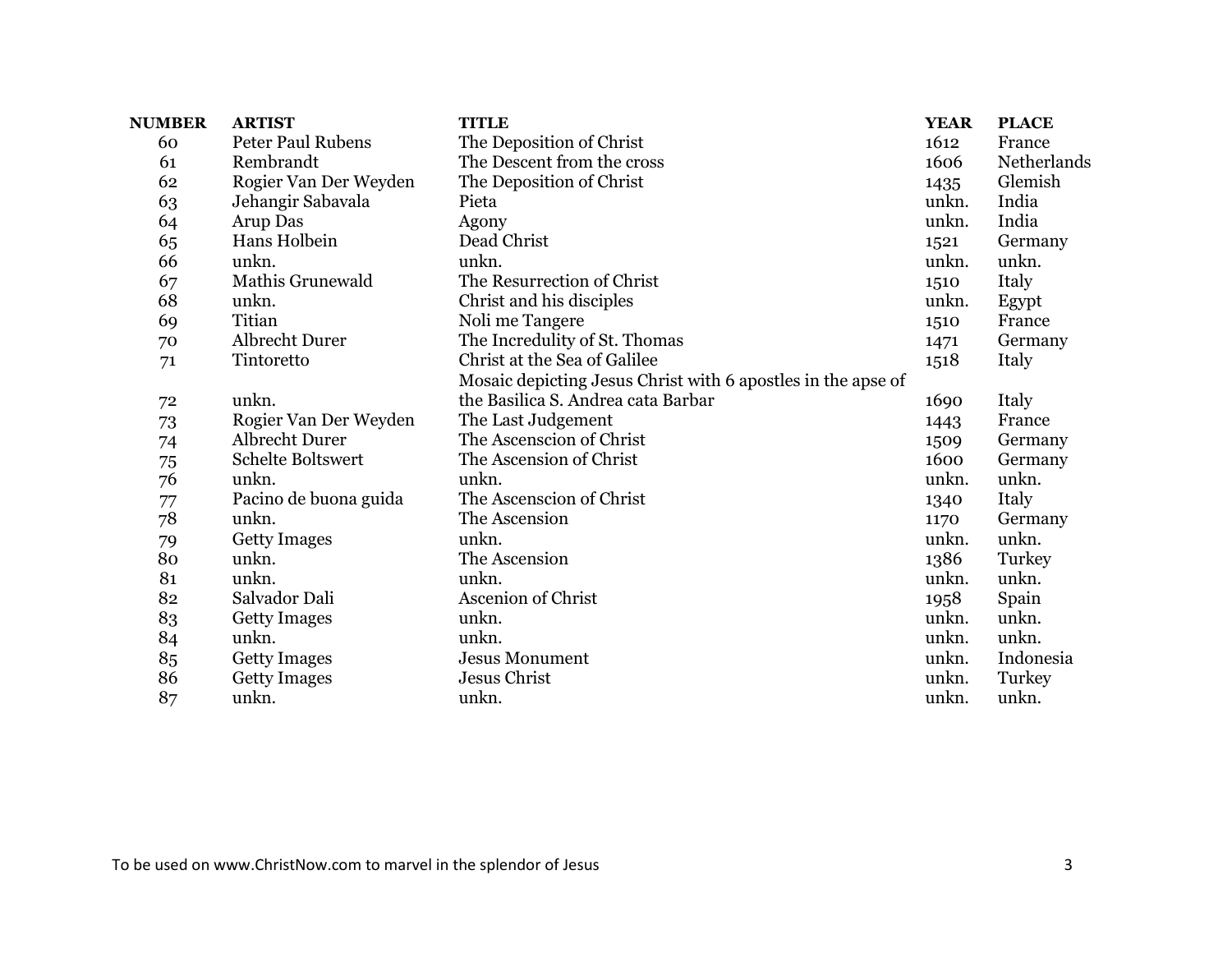| NUMBER | ARTIST | TITLE | YEAR | PLACE |
| --- | --- | --- | --- | --- |
| 60 | Peter Paul Rubens | The Deposition of Christ | 1612 | France |
| 61 | Rembrandt | The Descent from the cross | 1606 | Netherlands |
| 62 | Rogier Van Der Weyden | The Deposition of Christ | 1435 | Glemish |
| 63 | Jehangir Sabavala | Pieta | unkn. | India |
| 64 | Arup Das | Agony | unkn. | India |
| 65 | Hans Holbein | Dead Christ | 1521 | Germany |
| 66 | unkn. | unkn. | unkn. | unkn. |
| 67 | Mathis Grunewald | The Resurrection of Christ | 1510 | Italy |
| 68 | unkn. | Christ and his disciples | unkn. | Egypt |
| 69 | Titian | Noli me Tangere | 1510 | France |
| 70 | Albrecht Durer | The Incredulity of St. Thomas | 1471 | Germany |
| 71 | Tintoretto | Christ at the Sea of Galilee | 1518 | Italy |
| 72 | unkn. | Mosaic depicting Jesus Christ with 6 apostles in the apse of the Basilica S. Andrea cata Barbar | 1690 | Italy |
| 73 | Rogier Van Der Weyden | The Last Judgement | 1443 | France |
| 74 | Albrecht Durer | The Ascenscion of Christ | 1509 | Germany |
| 75 | Schelte Boltswert | The Ascension of Christ | 1600 | Germany |
| 76 | unkn. | unkn. | unkn. | unkn. |
| 77 | Pacino de buona guida | The Ascenscion of Christ | 1340 | Italy |
| 78 | unkn. | The Ascension | 1170 | Germany |
| 79 | Getty Images | unkn. | unkn. | unkn. |
| 80 | unkn. | The Ascension | 1386 | Turkey |
| 81 | unkn. | unkn. | unkn. | unkn. |
| 82 | Salvador Dali | Ascenion of Christ | 1958 | Spain |
| 83 | Getty Images | unkn. | unkn. | unkn. |
| 84 | unkn. | unkn. | unkn. | unkn. |
| 85 | Getty Images | Jesus Monument | unkn. | Indonesia |
| 86 | Getty Images | Jesus Christ | unkn. | Turkey |
| 87 | unkn. | unkn. | unkn. | unkn. |